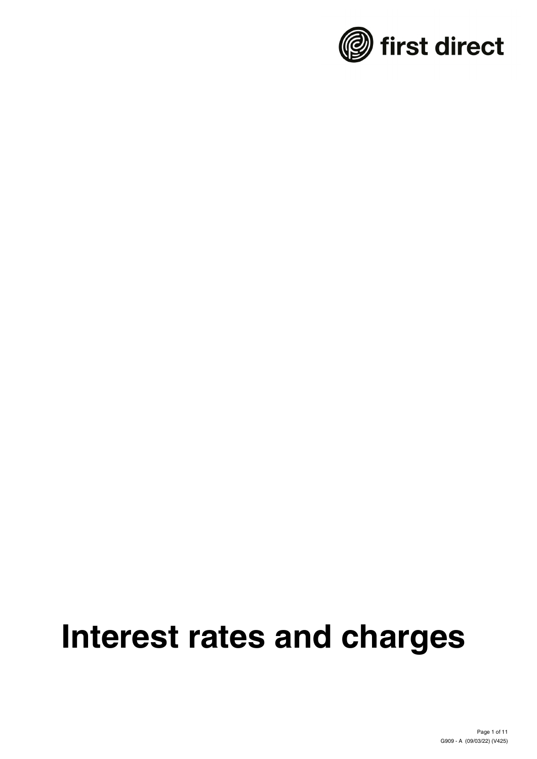first direct

# Interest rates and charges

G909 - A (09/03/22) (V425)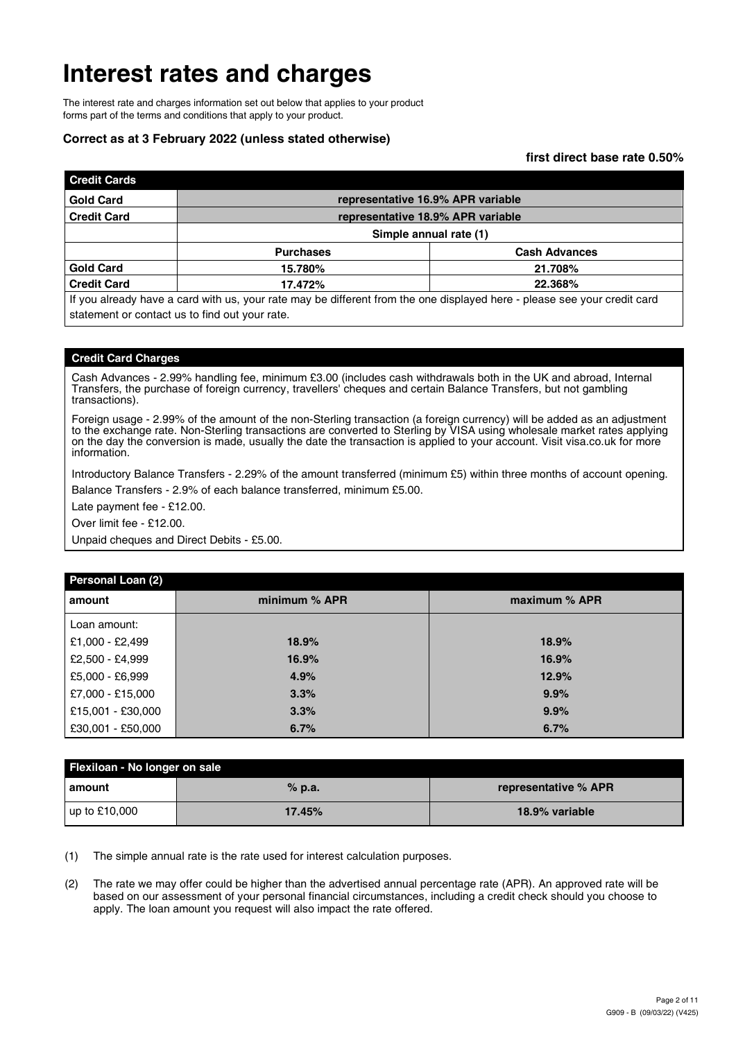# Interest rates and charges

The interest rate and charges information set out below that applies to your product forms part of the terms and conditions that apply to your product.

**Correct as at 3 February 2022 (unless stated otherwise)**

**first direct base rate 0.50%**

| Credit Cards | | |
|---|---|---|
| **Gold Card** | **representative 16.9% APR variable** | |
| **Credit Card** | **representative 18.9% APR variable** | |
| | **Simple annual rate (1)** | |
| | **Purchases** | **Cash Advances** |
| **Gold Card** | **15.780%** | **21.708%** |
| **Credit Card** | **17.472%** | **22.368%** |

If you already have a card with us, your rate may be different from the one displayed here - please see your credit card statement or contact us to find out your rate.

### Credit Card Charges

Cash Advances - 2.99% handling fee, minimum £3.00 (includes cash withdrawals both in the UK and abroad, Internal Transfers, the purchase of foreign currency, travellers' cheques and certain Balance Transfers, but not gambling transactions).

Foreign usage - 2.99% of the amount of the non-Sterling transaction (a foreign currency) will be added as an adjustment to the exchange rate. Non-Sterling transactions are converted to Sterling by VISA using wholesale market rates applying on the day the conversion is made, usually the date the transaction is applied to your account. Visit visa.co.uk for more information.

Introductory Balance Transfers - 2.29% of the amount transferred (minimum £5) within three months of account opening.

Balance Transfers - 2.9% of each balance transferred, minimum £5.00.

Late payment fee - £12.00.

Over limit fee - £12.00.

Unpaid cheques and Direct Debits - £5.00.

### Personal Loan (2)

| amount | minimum % APR | maximum % APR |
|---|---|---|
| Loan amount: | | |
| £1,000 - £2,499 | **18.9%** | **18.9%** |
| £2,500 - £4,999 | **16.9%** | **16.9%** |
| £5,000 - £6,999 | **4.9%** | **12.9%** |
| £7,000 - £15,000 | **3.3%** | **9.9%** |
| £15,001 - £30,000 | **3.3%** | **9.9%** |
| £30,001 - £50,000 | **6.7%** | **6.7%** |

### Flexiloan - No longer on sale

| amount | % p.a. | representative % APR |
|---|---|---|
| up to £10,000 | **17.45%** | **18.9% variable** |

(1) The simple annual rate is the rate used for interest calculation purposes.

(2) The rate we may offer could be higher than the advertised annual percentage rate (APR). An approved rate will be based on our assessment of your personal financial circumstances, including a credit check should you choose to apply. The loan amount you request will also impact the rate offered.

G909 - B (09/03/22) (V425)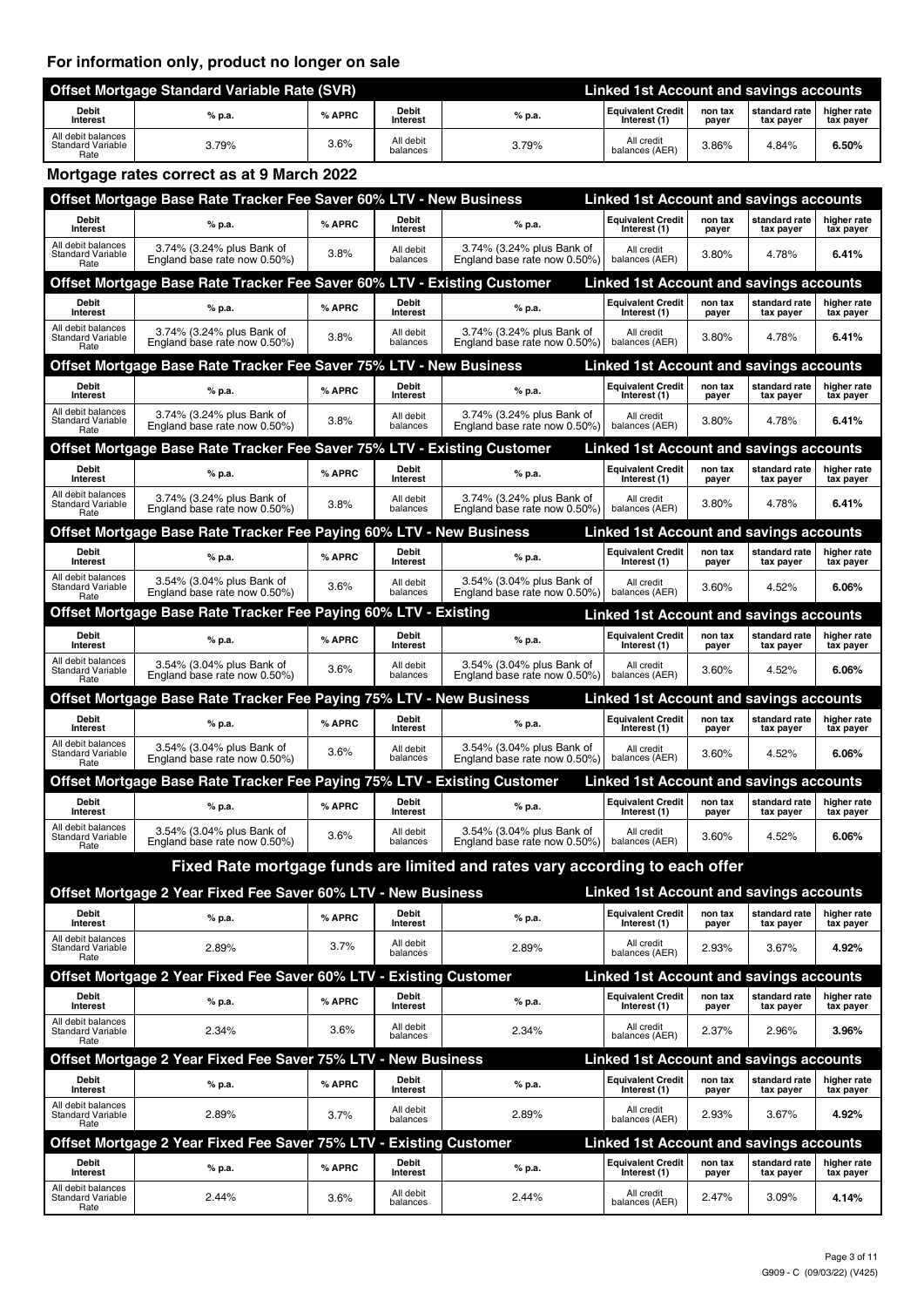## For information only, product no longer on sale

| Offset Mortgage Standard Variable Rate (SVR) | | | Linked 1st Account and savings accounts | | | | | |
|---|---|---|---|---|---|---|---|---|
| Debit Interest | % p.a. | % APRC | Debit Interest | % p.a. | Equivalent Credit Interest (1) | non tax payer | standard rate tax payer | higher rate tax payer |
| All debit balances Standard Variable Rate | 3.79% | 3.6% | All debit balances | 3.79% | All credit balances (AER) | 3.86% | 4.84% | **6.50%** |

## Mortgage rates correct as at 9 March 2022

| Offset Mortgage Base Rate Tracker Fee Saver 60% LTV - New Business | | | Linked 1st Account and savings accounts | | | | | |
|---|---|---|---|---|---|---|---|---|
| Debit Interest | % p.a. | % APRC | Debit Interest | % p.a. | Equivalent Credit Interest (1) | non tax payer | standard rate tax payer | higher rate tax payer |
| All debit balances Standard Variable Rate | 3.74% (3.24% plus Bank of England base rate now 0.50%) | 3.8% | All debit balances | 3.74% (3.24% plus Bank of England base rate now 0.50%) | All credit balances (AER) | 3.80% | 4.78% | **6.41%** |

| Offset Mortgage Base Rate Tracker Fee Saver 60% LTV - Existing Customer | | | Linked 1st Account and savings accounts | | | | | |
|---|---|---|---|---|---|---|---|---|
| Debit Interest | % p.a. | % APRC | Debit Interest | % p.a. | Equivalent Credit Interest (1) | non tax payer | standard rate tax payer | higher rate tax payer |
| All debit balances Standard Variable Rate | 3.74% (3.24% plus Bank of England base rate now 0.50%) | 3.8% | All debit balances | 3.74% (3.24% plus Bank of England base rate now 0.50%) | All credit balances (AER) | 3.80% | 4.78% | **6.41%** |

| Offset Mortgage Base Rate Tracker Fee Saver 75% LTV - New Business | | | Linked 1st Account and savings accounts | | | | | |
|---|---|---|---|---|---|---|---|---|
| Debit Interest | % p.a. | % APRC | Debit Interest | % p.a. | Equivalent Credit Interest (1) | non tax payer | standard rate tax payer | higher rate tax payer |
| All debit balances Standard Variable Rate | 3.74% (3.24% plus Bank of England base rate now 0.50%) | 3.8% | All debit balances | 3.74% (3.24% plus Bank of England base rate now 0.50%) | All credit balances (AER) | 3.80% | 4.78% | **6.41%** |

| Offset Mortgage Base Rate Tracker Fee Saver 75% LTV - Existing Customer | | | Linked 1st Account and savings accounts | | | | | |
|---|---|---|---|---|---|---|---|---|
| Debit Interest | % p.a. | % APRC | Debit Interest | % p.a. | Equivalent Credit Interest (1) | non tax payer | standard rate tax payer | higher rate tax payer |
| All debit balances Standard Variable Rate | 3.74% (3.24% plus Bank of England base rate now 0.50%) | 3.8% | All debit balances | 3.74% (3.24% plus Bank of England base rate now 0.50%) | All credit balances (AER) | 3.80% | 4.78% | **6.41%** |

| Offset Mortgage Base Rate Tracker Fee Paying 60% LTV - New Business | | | Linked 1st Account and savings accounts | | | | | |
|---|---|---|---|---|---|---|---|---|
| Debit Interest | % p.a. | % APRC | Debit Interest | % p.a. | Equivalent Credit Interest (1) | non tax payer | standard rate tax payer | higher rate tax payer |
| All debit balances Standard Variable Rate | 3.54% (3.04% plus Bank of England base rate now 0.50%) | 3.6% | All debit balances | 3.54% (3.04% plus Bank of England base rate now 0.50%) | All credit balances (AER) | 3.60% | 4.52% | **6.06%** |

| Offset Mortgage Base Rate Tracker Fee Paying 60% LTV - Existing | | | Linked 1st Account and savings accounts | | | | | |
|---|---|---|---|---|---|---|---|---|
| Debit Interest | % p.a. | % APRC | Debit Interest | % p.a. | Equivalent Credit Interest (1) | non tax payer | standard rate tax payer | higher rate tax payer |
| All debit balances Standard Variable Rate | 3.54% (3.04% plus Bank of England base rate now 0.50%) | 3.6% | All debit balances | 3.54% (3.04% plus Bank of England base rate now 0.50%) | All credit balances (AER) | 3.60% | 4.52% | **6.06%** |

| Offset Mortgage Base Rate Tracker Fee Paying 75% LTV - New Business | | | Linked 1st Account and savings accounts | | | | | |
|---|---|---|---|---|---|---|---|---|
| Debit Interest | % p.a. | % APRC | Debit Interest | % p.a. | Equivalent Credit Interest (1) | non tax payer | standard rate tax payer | higher rate tax payer |
| All debit balances Standard Variable Rate | 3.54% (3.04% plus Bank of England base rate now 0.50%) | 3.6% | All debit balances | 3.54% (3.04% plus Bank of England base rate now 0.50%) | All credit balances (AER) | 3.60% | 4.52% | **6.06%** |

| Offset Mortgage Base Rate Tracker Fee Paying 75% LTV - Existing Customer | | | Linked 1st Account and savings accounts | | | | | |
|---|---|---|---|---|---|---|---|---|
| Debit Interest | % p.a. | % APRC | Debit Interest | % p.a. | Equivalent Credit Interest (1) | non tax payer | standard rate tax payer | higher rate tax payer |
| All debit balances Standard Variable Rate | 3.54% (3.04% plus Bank of England base rate now 0.50%) | 3.6% | All debit balances | 3.54% (3.04% plus Bank of England base rate now 0.50%) | All credit balances (AER) | 3.60% | 4.52% | **6.06%** |

## Fixed Rate mortgage funds are limited and rates vary according to each offer

| Offset Mortgage 2 Year Fixed Fee Saver 60% LTV - New Business | | | Linked 1st Account and savings accounts | | | | | |
|---|---|---|---|---|---|---|---|---|
| Debit Interest | % p.a. | % APRC | Debit Interest | % p.a. | Equivalent Credit Interest (1) | non tax payer | standard rate tax payer | higher rate tax payer |
| All debit balances Standard Variable Rate | 2.89% | 3.7% | All debit balances | 2.89% | All credit balances (AER) | 2.93% | 3.67% | **4.92%** |

| Offset Mortgage 2 Year Fixed Fee Saver 60% LTV - Existing Customer | | | Linked 1st Account and savings accounts | | | | | |
|---|---|---|---|---|---|---|---|---|
| Debit Interest | % p.a. | % APRC | Debit Interest | % p.a. | Equivalent Credit Interest (1) | non tax payer | standard rate tax payer | higher rate tax payer |
| All debit balances Standard Variable Rate | 2.34% | 3.6% | All debit balances | 2.34% | All credit balances (AER) | 2.37% | 2.96% | **3.96%** |

| Offset Mortgage 2 Year Fixed Fee Saver 75% LTV - New Business | | | Linked 1st Account and savings accounts | | | | | |
|---|---|---|---|---|---|---|---|---|
| Debit Interest | % p.a. | % APRC | Debit Interest | % p.a. | Equivalent Credit Interest (1) | non tax payer | standard rate tax payer | higher rate tax payer |
| All debit balances Standard Variable Rate | 2.89% | 3.7% | All debit balances | 2.89% | All credit balances (AER) | 2.93% | 3.67% | **4.92%** |

| Offset Mortgage 2 Year Fixed Fee Saver 75% LTV - Existing Customer | | | Linked 1st Account and savings accounts | | | | | |
|---|---|---|---|---|---|---|---|---|
| Debit Interest | % p.a. | % APRC | Debit Interest | % p.a. | Equivalent Credit Interest (1) | non tax payer | standard rate tax payer | higher rate tax payer |
| All debit balances Standard Variable Rate | 2.44% | 3.6% | All debit balances | 2.44% | All credit balances (AER) | 2.47% | 3.09% | **4.14%** |

G909 - C (09/03/22) (V425)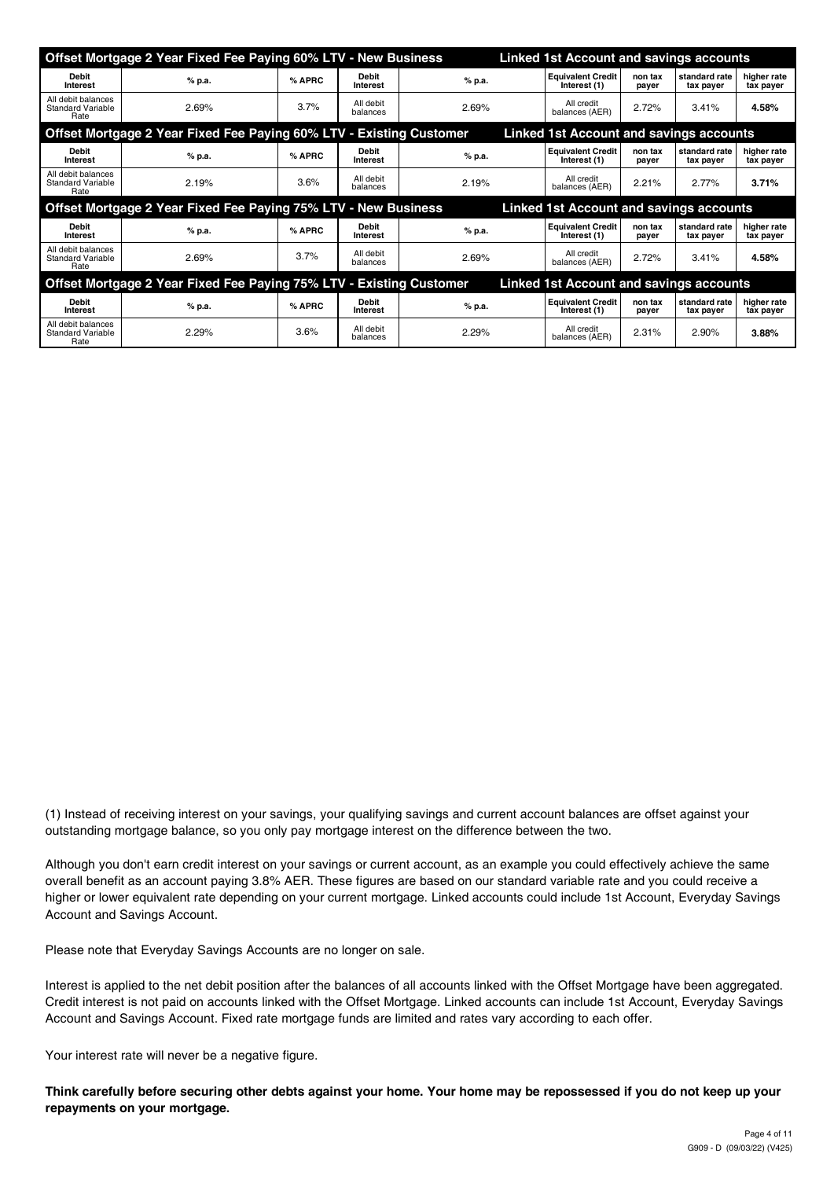| Offset Mortgage 2 Year Fixed Fee Paying 60% LTV - New Business | | | Linked 1st Account and savings accounts | | | | | |
|---|---|---|---|---|---|---|---|---|
| **Debit Interest** | **% p.a.** | **% APRC** | **Debit Interest** | **% p.a.** | **Equivalent Credit Interest (1)** | **non tax payer** | **standard rate tax payer** | **higher rate tax payer** |
| All debit balances Standard Variable Rate | 2.69% | 3.7% | All debit balances | 2.69% | All credit balances (AER) | 2.72% | 3.41% | **4.58%** |

| Offset Mortgage 2 Year Fixed Fee Paying 60% LTV - Existing Customer | | | Linked 1st Account and savings accounts | | | | | |
|---|---|---|---|---|---|---|---|---|
| **Debit Interest** | **% p.a.** | **% APRC** | **Debit Interest** | **% p.a.** | **Equivalent Credit Interest (1)** | **non tax payer** | **standard rate tax payer** | **higher rate tax payer** |
| All debit balances Standard Variable Rate | 2.19% | 3.6% | All debit balances | 2.19% | All credit balances (AER) | 2.21% | 2.77% | **3.71%** |

| Offset Mortgage 2 Year Fixed Fee Paying 75% LTV - New Business | | | Linked 1st Account and savings accounts | | | | | |
|---|---|---|---|---|---|---|---|---|
| **Debit Interest** | **% p.a.** | **% APRC** | **Debit Interest** | **% p.a.** | **Equivalent Credit Interest (1)** | **non tax payer** | **standard rate tax payer** | **higher rate tax payer** |
| All debit balances Standard Variable Rate | 2.69% | 3.7% | All debit balances | 2.69% | All credit balances (AER) | 2.72% | 3.41% | **4.58%** |

| Offset Mortgage 2 Year Fixed Fee Paying 75% LTV - Existing Customer | | | Linked 1st Account and savings accounts | | | | | |
|---|---|---|---|---|---|---|---|---|
| **Debit Interest** | **% p.a.** | **% APRC** | **Debit Interest** | **% p.a.** | **Equivalent Credit Interest (1)** | **non tax payer** | **standard rate tax payer** | **higher rate tax payer** |
| All debit balances Standard Variable Rate | 2.29% | 3.6% | All debit balances | 2.29% | All credit balances (AER) | 2.31% | 2.90% | **3.88%** |

(1) Instead of receiving interest on your savings, your qualifying savings and current account balances are offset against your outstanding mortgage balance, so you only pay mortgage interest on the difference between the two.

Although you don't earn credit interest on your savings or current account, as an example you could effectively achieve the same overall benefit as an account paying 3.8% AER. These figures are based on our standard variable rate and you could receive a higher or lower equivalent rate depending on your current mortgage. Linked accounts could include 1st Account, Everyday Savings Account and Savings Account.

Please note that Everyday Savings Accounts are no longer on sale.

Interest is applied to the net debit position after the balances of all accounts linked with the Offset Mortgage have been aggregated. Credit interest is not paid on accounts linked with the Offset Mortgage. Linked accounts can include 1st Account, Everyday Savings Account and Savings Account. Fixed rate mortgage funds are limited and rates vary according to each offer.

Your interest rate will never be a negative figure.

**Think carefully before securing other debts against your home. Your home may be repossessed if you do not keep up your repayments on your mortgage.**

G909 - D (09/03/22) (V425)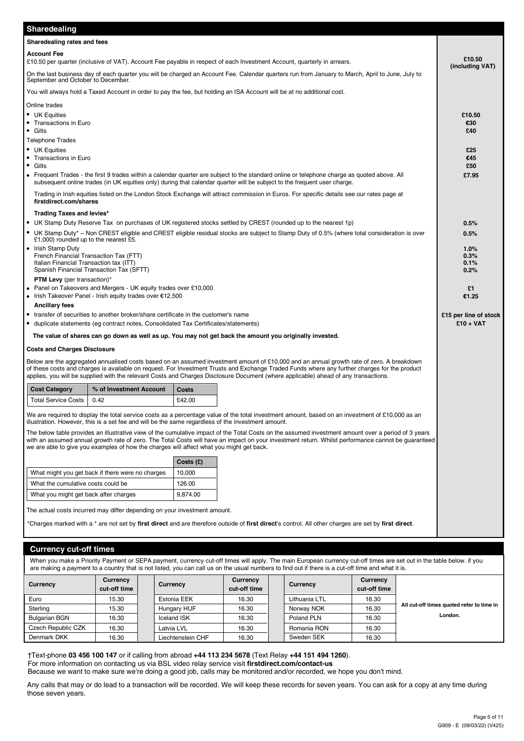## Sharedealing

### Sharedealing rates and fees

**Account Fee**

£10.50 per quarter (inclusive of VAT). Account Fee payable in respect of each Investment Account, quarterly in arrears. — **£10.50 (including VAT)**

On the last business day of each quarter you will be charged an Account Fee. Calendar quarters run from January to March, April to June, July to September and October to December.

You will always hold a Taxed Account in order to pay the fee, but holding an ISA Account will be at no additional cost.

Online trades

- UK Equities — **£10.50**
- Transactions in Euro — **€30**
- Gilts — **£40**

Telephone Trades

- UK Equities — **£25**
- Transactions in Euro — **€45**
- Gilts — **£50**
- Frequent Trades - the first 9 trades within a calendar quarter are subject to the standard online or telephone charge as quoted above. All subsequent online trades (in UK equities only) during that calendar quarter will be subject to the frequent user charge. — **£7.95**

Trading in Irish equities listed on the London Stock Exchange will attract commission in Euros. For specific details see our rates page at **firstdirect.com/shares**

**Trading Taxes and levies***

- UK Stamp Duty Reserve Tax on purchases of UK registered stocks settled by CREST (rounded up to the nearest 1p) — **0.5%**
- UK Stamp Duty* – Non CREST eligible and CREST eligible residual stocks are subject to Stamp Duty of 0.5% (where total consideration is over £1,000) rounded up to the nearest £5. — **0.5%**
- Irish Stamp Duty — **1.0%**
  French Financial Transaction Tax (FTT) — **0.3%**
  Italian Financial Transaction tax (ITT) — **0.1%**
  Spanish Financial Transaction Tax (SFTT) — **0.2%**

**PTM Levy** (per transaction)*

- Panel on Takeovers and Mergers - UK equity trades over £10,000 — **£1**
- Irish Takeover Panel - Irish equity trades over €12,500 — **€1.25**

**Ancillary fees**

- transfer of securities to another broker/share certificate in the customer's name — **£15 per line of stock**
- duplicate statements (eg contract notes, Consolidated Tax Certificates/statements) — **£10 + VAT**

**The value of shares can go down as well as up. You may not get back the amount you originally invested.**

### Costs and Charges Disclosure

Below are the aggregated annualised costs based on an assumed investment amount of £10,000 and an annual growth rate of zero. A breakdown of these costs and charges is available on request. For Investment Trusts and Exchange Traded Funds where any further charges for the product applies, you will be supplied with the relevant Costs and Charges Disclosure Document (where applicable) ahead of any transactions.

| Cost Category | % of Investment Account | Costs |
|---|---|---|
| Total Service Costs | 0.42 | £42.00 |

We are required to display the total service costs as a percentage value of the total investment amount, based on an investment of £10,000 as an illustration. However, this is a set fee and will be the same regardless of the investment amount.

The below table provides an illustrative view of the cumulative impact of the Total Costs on the assumed investment amount over a period of 3 years with an assumed annual growth rate of zero. The Total Costs will have an impact on your investment return. Whilst performance cannot be guaranteed we are able to give you examples of how the charges will affect what you might get back.

| | Costs (£) |
|---|---|
| What might you get back if there were no charges | 10,000 |
| What the cumulative costs could be | 126.00 |
| What you might get back after charges | 9,874.00 |

The actual costs incurred may differ depending on your investment amount.

*Charges marked with a * are not set by **first direct** and are therefore outside of **first direct**'s control. All other charges are set by **first direct**.

## Currency cut-off times

When you make a Priority Payment or SEPA payment, currency cut-off times will apply. The main European currency cut-off times are set out in the table below. if you are making a payment to a country that is not listed, you can call us on the usual numbers to find out if there is a cut-off time and what it is.

| Currency | Currency cut-off time | Currency | Currency cut-off time | Currency | Currency cut-off time |
|---|---|---|---|---|---|
| Euro | 15.30 | Estonia EEK | 16.30 | Lithuania LTL | 16.30 |
| Sterling | 15.30 | Hungary HUF | 16.30 | Norway NOK | 16.30 |
| Bulgarian BGN | 16.30 | Iceland ISK | 16.30 | Poland PLN | 16.30 |
| Czech Republic CZK | 16.30 | Latvia LVL | 16.30 | Romania RON | 16.30 |
| Denmark DKK | 16.30 | Liechtenstein CHF | 16.30 | Sweden SEK | 16.30 |

All cut-off times quoted refer to time in London.

†Text-phone **03 456 100 147** or if calling from abroad **+44 113 234 5678** (Text Relay **+44 151 494 1260**).
For more information on contacting us via BSL video relay service visit **firstdirect.com/contact-us**
Because we want to make sure we're doing a good job, calls may be monitored and/or recorded, we hope you don't mind.

Any calls that may or do lead to a transaction will be recorded. We will keep these records for seven years. You can ask for a copy at any time during those seven years.

G909 - E (09/03/22) (V425)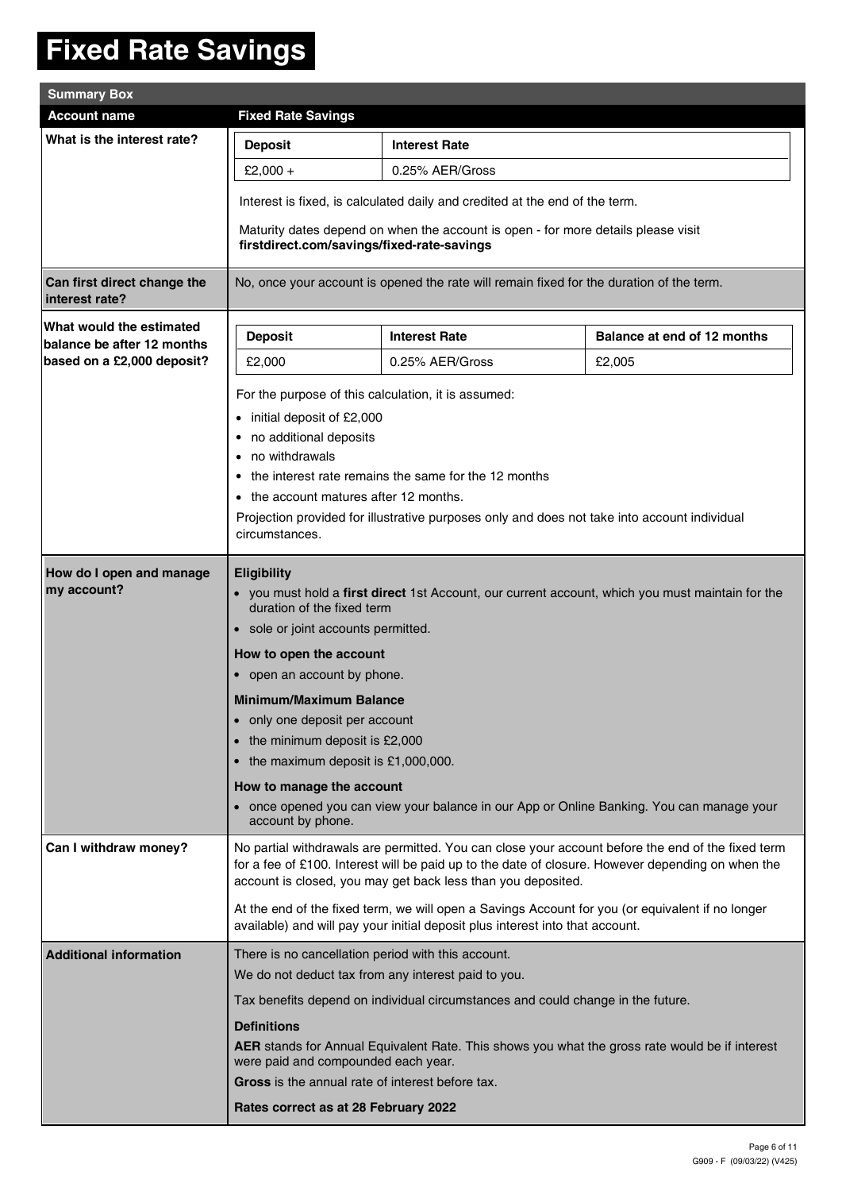# Fixed Rate Savings

**Summary Box**

| Account name | Fixed Rate Savings |
|---|---|
| **What is the interest rate?** | **Deposit**: £2,000 + — **Interest Rate**: 0.25% AER/Gross<br><br>Interest is fixed, is calculated daily and credited at the end of the term.<br><br>Maturity dates depend on when the account is open - for more details please visit **firstdirect.com/savings/fixed-rate-savings** |
| **Can first direct change the interest rate?** | No, once your account is opened the rate will remain fixed for the duration of the term. |
| **What would the estimated balance be after 12 months based on a £2,000 deposit?** | **Deposit**: £2,000 — **Interest Rate**: 0.25% AER/Gross — **Balance at end of 12 months**: £2,005<br><br>For the purpose of this calculation, it is assumed:<br>• initial deposit of £2,000<br>• no additional deposits<br>• no withdrawals<br>• the interest rate remains the same for the 12 months<br>• the account matures after 12 months.<br><br>Projection provided for illustrative purposes only and does not take into account individual circumstances. |
| **How do I open and manage my account?** | **Eligibility**<br>• you must hold a **first direct** 1st Account, our current account, which you must maintain for the duration of the fixed term<br>• sole or joint accounts permitted.<br><br>**How to open the account**<br>• open an account by phone.<br><br>**Minimum/Maximum Balance**<br>• only one deposit per account<br>• the minimum deposit is £2,000<br>• the maximum deposit is £1,000,000.<br><br>**How to manage the account**<br>• once opened you can view your balance in our App or Online Banking. You can manage your account by phone. |
| **Can I withdraw money?** | No partial withdrawals are permitted. You can close your account before the end of the fixed term for a fee of £100. Interest will be paid up to the date of closure. However depending on when the account is closed, you may get back less than you deposited.<br><br>At the end of the fixed term, we will open a Savings Account for you (or equivalent if no longer available) and will pay your initial deposit plus interest into that account. |
| **Additional information** | There is no cancellation period with this account.<br>We do not deduct tax from any interest paid to you.<br><br>Tax benefits depend on individual circumstances and could change in the future.<br><br>**Definitions**<br>**AER** stands for Annual Equivalent Rate. This shows you what the gross rate would be if interest were paid and compounded each year.<br>**Gross** is the annual rate of interest before tax.<br><br>**Rates correct as at 28 February 2022** |

G909 - F (09/03/22) (V425)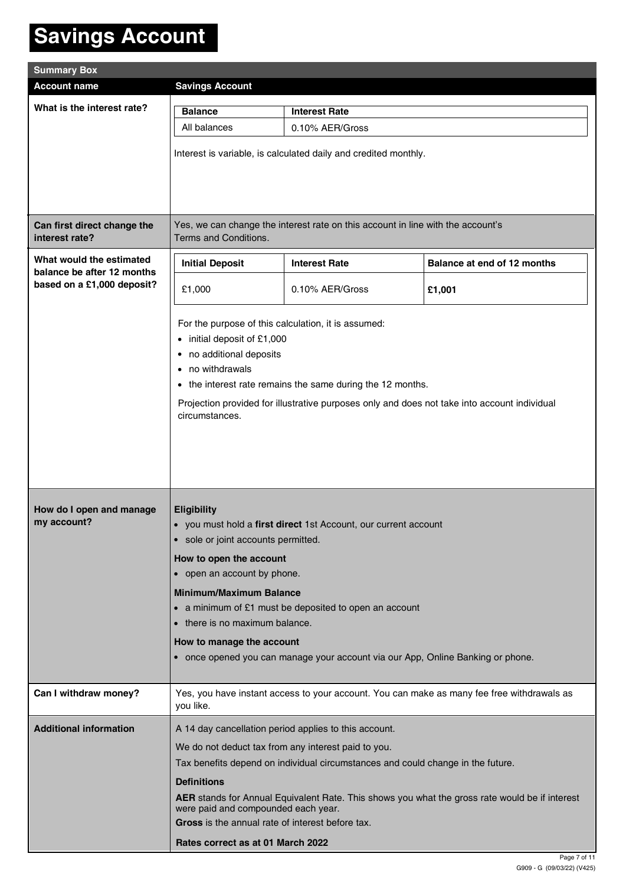# Savings Account

| Summary Box | |
|---|---|
| **Account name** | **Savings Account** |
| **What is the interest rate?** | **Balance** / **Interest Rate**: All balances – 0.10% AER/Gross<br><br>Interest is variable, is calculated daily and credited monthly. |
| **Can first direct change the interest rate?** | Yes, we can change the interest rate on this account in line with the account's Terms and Conditions. |
| **What would the estimated balance be after 12 months based on a £1,000 deposit?** | **Initial Deposit**: £1,000 / **Interest Rate**: 0.10% AER/Gross / **Balance at end of 12 months**: **£1,001**<br><br>For the purpose of this calculation, it is assumed:<br>• initial deposit of £1,000<br>• no additional deposits<br>• no withdrawals<br>• the interest rate remains the same during the 12 months.<br><br>Projection provided for illustrative purposes only and does not take into account individual circumstances. |
| **How do I open and manage my account?** | **Eligibility**<br>• you must hold a **first direct** 1st Account, our current account<br>• sole or joint accounts permitted.<br><br>**How to open the account**<br>• open an account by phone.<br><br>**Minimum/Maximum Balance**<br>• a minimum of £1 must be deposited to open an account<br>• there is no maximum balance.<br><br>**How to manage the account**<br>• once opened you can manage your account via our App, Online Banking or phone. |
| **Can I withdraw money?** | Yes, you have instant access to your account. You can make as many fee free withdrawals as you like. |
| **Additional information** | A 14 day cancellation period applies to this account.<br><br>We do not deduct tax from any interest paid to you.<br><br>Tax benefits depend on individual circumstances and could change in the future.<br><br>**Definitions**<br>**AER** stands for Annual Equivalent Rate. This shows you what the gross rate would be if interest were paid and compounded each year.<br>**Gross** is the annual rate of interest before tax.<br><br>**Rates correct as at 01 March 2022** |

G909 - G (09/03/22) (V425)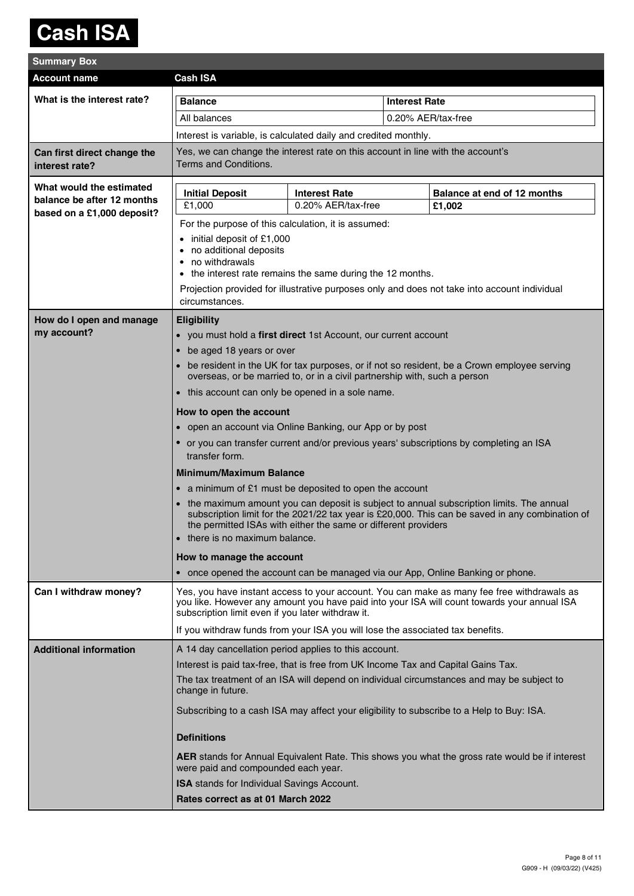# Cash ISA

## Summary Box

| Account name | Cash ISA |
|---|---|
| **What is the interest rate?** | **Balance**: All balances — **Interest Rate**: 0.20% AER/tax-free<br><br>Interest is variable, is calculated daily and credited monthly. |
| **Can first direct change the interest rate?** | Yes, we can change the interest rate on this account in line with the account's Terms and Conditions. |
| **What would the estimated balance be after 12 months based on a £1,000 deposit?** | **Initial Deposit**: £1,000 — **Interest Rate**: 0.20% AER/tax-free — **Balance at end of 12 months**: **£1,002**<br><br>For the purpose of this calculation, it is assumed:<br>• initial deposit of £1,000<br>• no additional deposits<br>• no withdrawals<br>• the interest rate remains the same during the 12 months.<br><br>Projection provided for illustrative purposes only and does not take into account individual circumstances. |
| **How do I open and manage my account?** | **Eligibility**<br>• you must hold a **first direct** 1st Account, our current account<br>• be aged 18 years or over<br>• be resident in the UK for tax purposes, or if not so resident, be a Crown employee serving overseas, or be married to, or in a civil partnership with, such a person<br>• this account can only be opened in a sole name.<br><br>**How to open the account**<br>• open an account via Online Banking, our App or by post<br>• or you can transfer current and/or previous years' subscriptions by completing an ISA transfer form.<br><br>**Minimum/Maximum Balance**<br>• a minimum of £1 must be deposited to open the account<br>• the maximum amount you can deposit is subject to annual subscription limits. The annual subscription limit for the 2021/22 tax year is £20,000. This can be saved in any combination of the permitted ISAs with either the same or different providers<br>• there is no maximum balance.<br><br>**How to manage the account**<br>• once opened the account can be managed via our App, Online Banking or phone. |
| **Can I withdraw money?** | Yes, you have instant access to your account. You can make as many fee free withdrawals as you like. However any amount you have paid into your ISA will count towards your annual ISA subscription limit even if you later withdraw it.<br><br>If you withdraw funds from your ISA you will lose the associated tax benefits. |
| **Additional information** | A 14 day cancellation period applies to this account.<br><br>Interest is paid tax-free, that is free from UK Income Tax and Capital Gains Tax.<br><br>The tax treatment of an ISA will depend on individual circumstances and may be subject to change in future.<br><br>Subscribing to a cash ISA may affect your eligibility to subscribe to a Help to Buy: ISA.<br><br>**Definitions**<br><br>**AER** stands for Annual Equivalent Rate. This shows you what the gross rate would be if interest were paid and compounded each year.<br><br>**ISA** stands for Individual Savings Account.<br><br>**Rates correct as at 01 March 2022** |

G909 - H (09/03/22) (V425)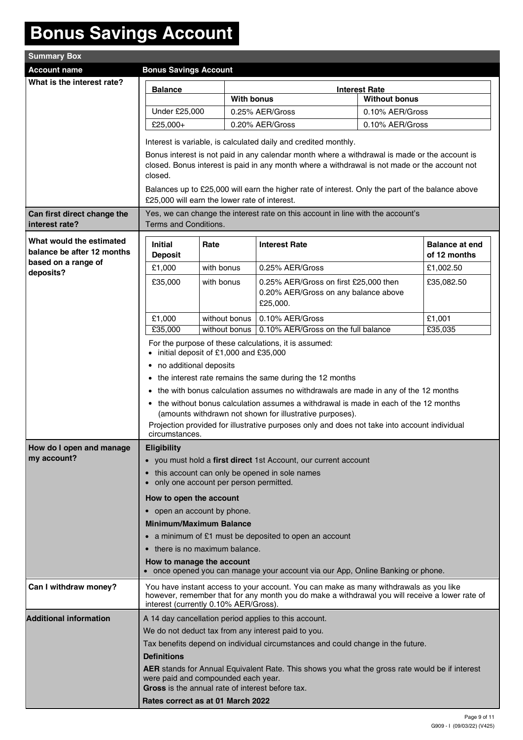# Bonus Savings Account

## Summary Box

**Account name:** Bonus Savings Account

**What is the interest rate?**

| Balance | Interest Rate | |
|---|---|---|
| | With bonus | Without bonus |
| Under £25,000 | 0.25% AER/Gross | 0.10% AER/Gross |
| £25,000+ | 0.20% AER/Gross | 0.10% AER/Gross |

Interest is variable, is calculated daily and credited monthly.

Bonus interest is not paid in any calendar month where a withdrawal is made or the account is closed. Bonus interest is paid in any month where a withdrawal is not made or the account not closed.

Balances up to £25,000 will earn the higher rate of interest. Only the part of the balance above £25,000 will earn the lower rate of interest.

**Can first direct change the interest rate?**

Yes, we can change the interest rate on this account in line with the account's Terms and Conditions.

**What would the estimated balance be after 12 months based on a range of deposits?**

| Initial Deposit | Rate | Interest Rate | Balance at end of 12 months |
|---|---|---|---|
| £1,000 | with bonus | 0.25% AER/Gross | £1,002.50 |
| £35,000 | with bonus | 0.25% AER/Gross on first £25,000 then 0.20% AER/Gross on any balance above £25,000. | £35,082.50 |
| £1,000 | without bonus | 0.10% AER/Gross | £1,001 |
| £35,000 | without bonus | 0.10% AER/Gross on the full balance | £35,035 |

For the purpose of these calculations, it is assumed:

- initial deposit of £1,000 and £35,000
- no additional deposits
- the interest rate remains the same during the 12 months
- the with bonus calculation assumes no withdrawals are made in any of the 12 months
- the without bonus calculation assumes a withdrawal is made in each of the 12 months (amounts withdrawn not shown for illustrative purposes).

Projection provided for illustrative purposes only and does not take into account individual circumstances.

**How do I open and manage my account?**

**Eligibility**

- you must hold a **first direct** 1st Account, our current account
- this account can only be opened in sole names
- only one account per person permitted.

**How to open the account**

- open an account by phone.

**Minimum/Maximum Balance**

- a minimum of £1 must be deposited to open an account
- there is no maximum balance.

**How to manage the account**

- once opened you can manage your account via our App, Online Banking or phone.

**Can I withdraw money?**

You have instant access to your account. You can make as many withdrawals as you like however, remember that for any month you do make a withdrawal you will receive a lower rate of interest (currently 0.10% AER/Gross).

**Additional information**

A 14 day cancellation period applies to this account.

We do not deduct tax from any interest paid to you.

Tax benefits depend on individual circumstances and could change in the future.

**Definitions**

**AER** stands for Annual Equivalent Rate. This shows you what the gross rate would be if interest were paid and compounded each year.

**Gross** is the annual rate of interest before tax.

**Rates correct as at 01 March 2022**

G909 - I (09/03/22) (V425)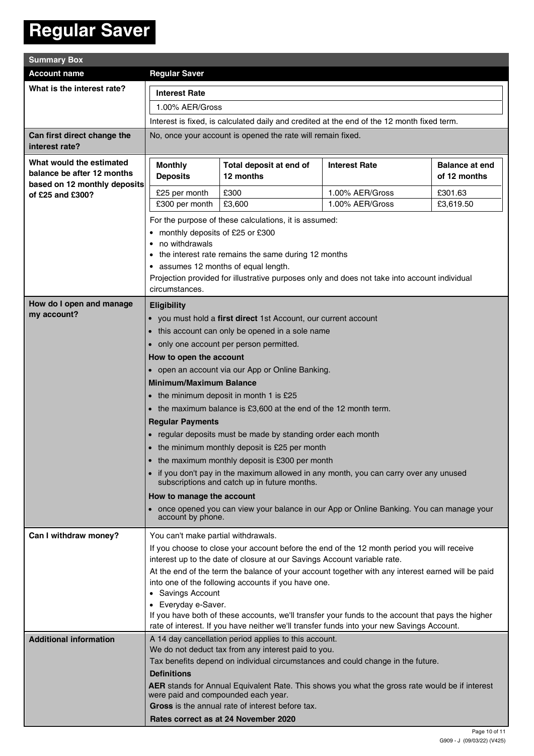# Regular Saver

| Summary Box | |
|---|---|
| **Account name** | **Regular Saver** |
| **What is the interest rate?** | **Interest Rate**<br>1.00% AER/Gross<br>Interest is fixed, is calculated daily and credited at the end of the 12 month fixed term. |
| **Can first direct change the interest rate?** | No, once your account is opened the rate will remain fixed. |
| **What would the estimated balance be after 12 months based on 12 monthly deposits of £25 and £300?** | **Monthly Deposits** / **Total deposit at end of 12 months** / **Interest Rate** / **Balance at end of 12 months**<br>£25 per month / £300 / 1.00% AER/Gross / £301.63<br>£300 per month / £3,600 / 1.00% AER/Gross / £3,619.50<br>For the purpose of these calculations, it is assumed:<br>• monthly deposits of £25 or £300<br>• no withdrawals<br>• the interest rate remains the same during 12 months<br>• assumes 12 months of equal length.<br>Projection provided for illustrative purposes only and does not take into account individual circumstances. |
| **How do I open and manage my account?** | **Eligibility**<br>• you must hold a **first direct** 1st Account, our current account<br>• this account can only be opened in a sole name<br>• only one account per person permitted.<br>**How to open the account**<br>• open an account via our App or Online Banking.<br>**Minimum/Maximum Balance**<br>• the minimum deposit in month 1 is £25<br>• the maximum balance is £3,600 at the end of the 12 month term.<br>**Regular Payments**<br>• regular deposits must be made by standing order each month<br>• the minimum monthly deposit is £25 per month<br>• the maximum monthly deposit is £300 per month<br>• if you don't pay in the maximum allowed in any month, you can carry over any unused subscriptions and catch up in future months.<br>**How to manage the account**<br>• once opened you can view your balance in our App or Online Banking. You can manage your account by phone. |
| **Can I withdraw money?** | You can't make partial withdrawals.<br>If you choose to close your account before the end of the 12 month period you will receive interest up to the date of closure at our Savings Account variable rate.<br>At the end of the term the balance of your account together with any interest earned will be paid into one of the following accounts if you have one.<br>• Savings Account<br>• Everyday e-Saver.<br>If you have both of these accounts, we'll transfer your funds to the account that pays the higher rate of interest. If you have neither we'll transfer funds into your new Savings Account. |
| **Additional information** | A 14 day cancellation period applies to this account.<br>We do not deduct tax from any interest paid to you.<br>Tax benefits depend on individual circumstances and could change in the future.<br>**Definitions**<br>**AER** stands for Annual Equivalent Rate. This shows you what the gross rate would be if interest were paid and compounded each year.<br>**Gross** is the annual rate of interest before tax.<br>**Rates correct as at 24 November 2020** |

G909 - J (09/03/22) (V425)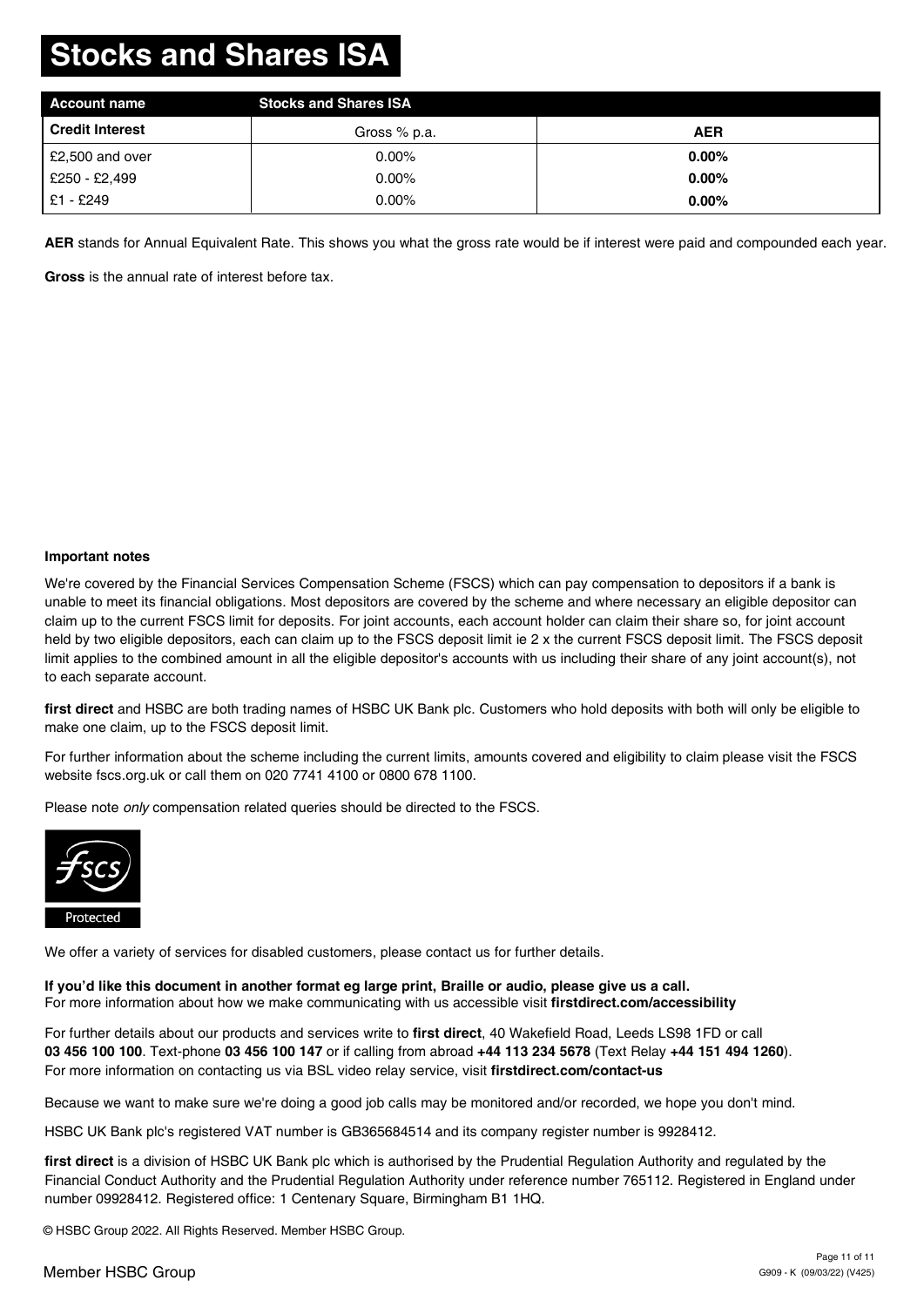# Stocks and Shares ISA

| Account name | Stocks and Shares ISA | |
| --- | --- | --- |
| **Credit Interest** | Gross % p.a. | **AER** |
| £2,500 and over | 0.00% | **0.00%** |
| £250 - £2,499 | 0.00% | **0.00%** |
| £1 - £249 | 0.00% | **0.00%** |

**AER** stands for Annual Equivalent Rate. This shows you what the gross rate would be if interest were paid and compounded each year.

**Gross** is the annual rate of interest before tax.

**Important notes**

We're covered by the Financial Services Compensation Scheme (FSCS) which can pay compensation to depositors if a bank is unable to meet its financial obligations. Most depositors are covered by the scheme and where necessary an eligible depositor can claim up to the current FSCS limit for deposits. For joint accounts, each account holder can claim their share so, for joint account held by two eligible depositors, each can claim up to the FSCS deposit limit ie 2 x the current FSCS deposit limit. The FSCS deposit limit applies to the combined amount in all the eligible depositor's accounts with us including their share of any joint account(s), not to each separate account.

**first direct** and HSBC are both trading names of HSBC UK Bank plc. Customers who hold deposits with both will only be eligible to make one claim, up to the FSCS deposit limit.

For further information about the scheme including the current limits, amounts covered and eligibility to claim please visit the FSCS website fscs.org.uk or call them on 020 7741 4100 or 0800 678 1100.

Please note *only* compensation related queries should be directed to the FSCS.

fscs Protected

We offer a variety of services for disabled customers, please contact us for further details.

**If you'd like this document in another format eg large print, Braille or audio, please give us a call.**
For more information about how we make communicating with us accessible visit **firstdirect.com/accessibility**

For further details about our products and services write to **first direct**, 40 Wakefield Road, Leeds LS98 1FD or call **03 456 100 100**. Text-phone **03 456 100 147** or if calling from abroad **+44 113 234 5678** (Text Relay **+44 151 494 1260**). For more information on contacting us via BSL video relay service, visit **firstdirect.com/contact-us**

Because we want to make sure we're doing a good job calls may be monitored and/or recorded, we hope you don't mind.

HSBC UK Bank plc's registered VAT number is GB365684514 and its company register number is 9928412.

**first direct** is a division of HSBC UK Bank plc which is authorised by the Prudential Regulation Authority and regulated by the Financial Conduct Authority and the Prudential Regulation Authority under reference number 765112. Registered in England under number 09928412. Registered office: 1 Centenary Square, Birmingham B1 1HQ.

© HSBC Group 2022. All Rights Reserved. Member HSBC Group.

G909 - K (09/03/22) (V425)